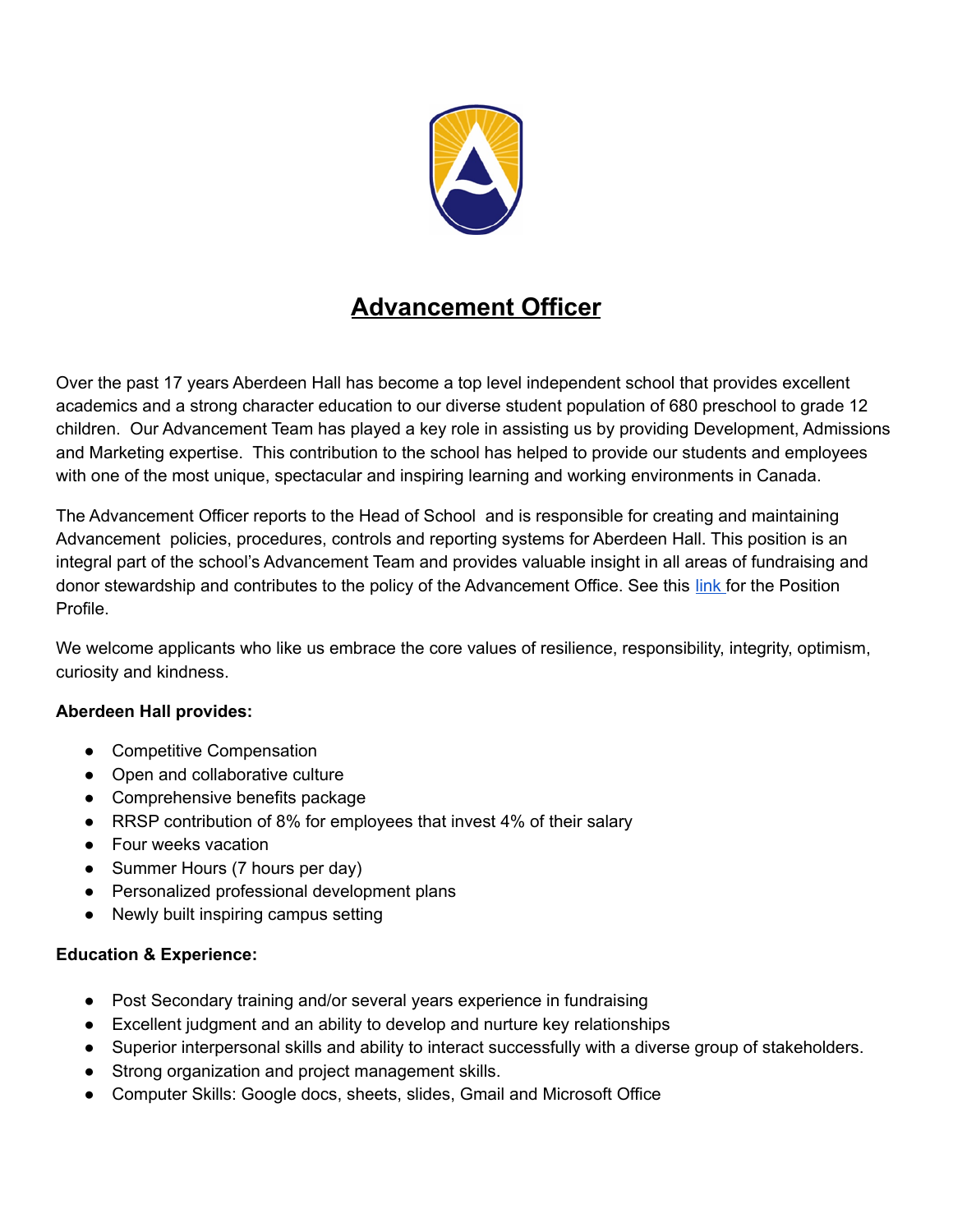# Advancement Officer

Over the past 17 years Aberdeen Hall has become a top level independent school that provides excellent academics and a strong character education to our diverse student population of 680 preschool to grade 12 children. Our Advancement Team has played a key role in assisting us by providing Development, Admissions and Marketing expertise. This contribution to the school has helped to provide our students and employees with one of the most unique, spectacular and inspiring learning and working environments in Canada.

The Advancement Officer reports to the Head of School and is responsible for creating and maintaining Advancement policies, procedures, controls and reporting systems for Aberdeen Hall. This position is an integral part of the school's Advancement Team and provides valuable insight in all areas of fundraising and donor stewardship and contributes to the policy of the Advancement Office. See this link for the Position Profile.

We welcome applicants who like us embrace the core values of resilience, responsibility, integrity, optimism, curiosity and kindness.

**Aberdeen Hall provides:**

- Competitive Compensation
- Open and collaborative culture
- Comprehensive benefits package
- RRSP contribution of 8% for employees that invest 4% of their salary
- Four weeks vacation
- Summer Hours (7 hours per day)
- Personalized professional development plans
- Newly built inspiring campus setting

**Education & Experience:**

- Post Secondary training and/or several years experience in fundraising
- Excellent judgment and an ability to develop and nurture key relationships
- Superior interpersonal skills and ability to interact successfully with a diverse group of stakeholders.
- Strong organization and project management skills.
- Computer Skills: Google docs, sheets, slides, Gmail and Microsoft Office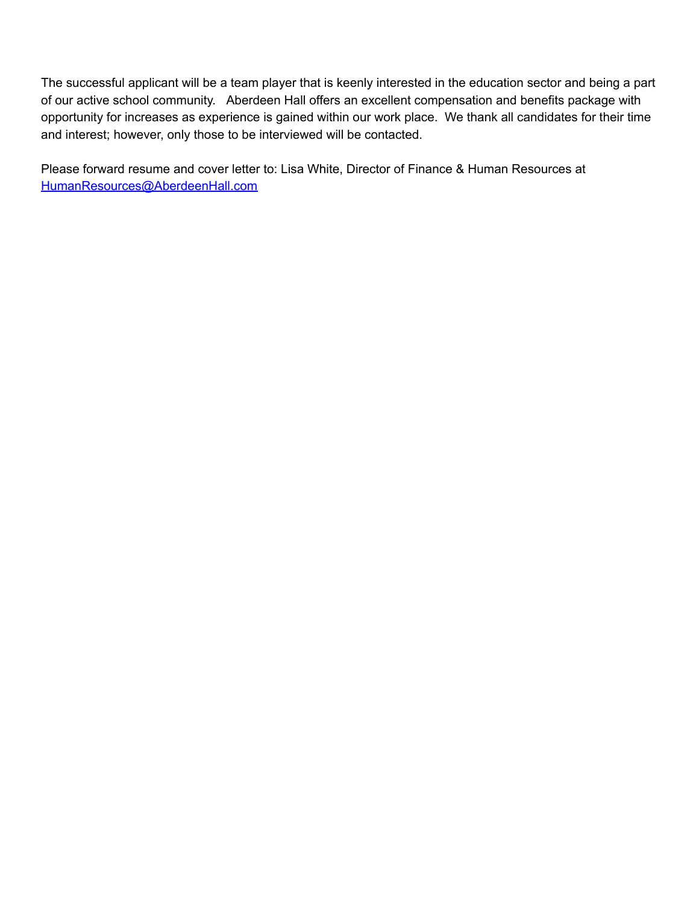The successful applicant will be a team player that is keenly interested in the education sector and being a part of our active school community.   Aberdeen Hall offers an excellent compensation and benefits package with opportunity for increases as experience is gained within our work place.  We thank all candidates for their time and interest; however, only those to be interviewed will be contacted.

Please forward resume and cover letter to: Lisa White, Director of Finance & Human Resources at HumanResources@AberdeenHall.com